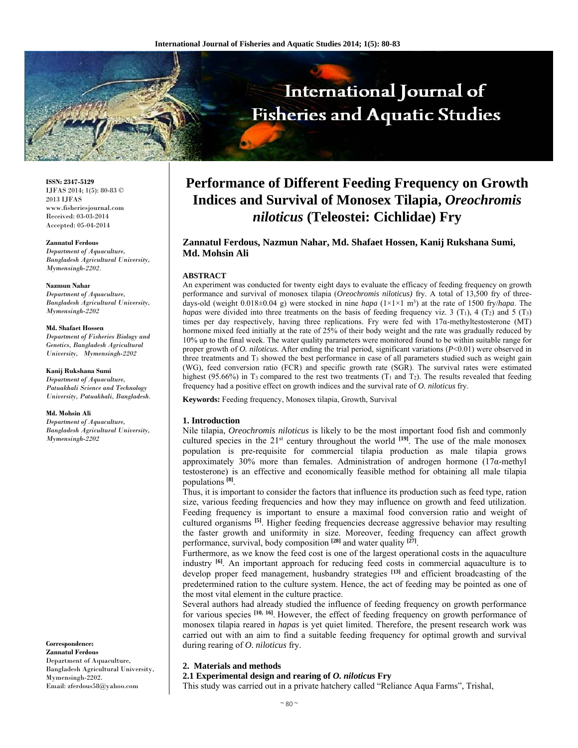**ISSN: 2347-5129**
IJFAS 2014; 1(5): 80-83 © 2013 IJFAS
www.fisheriesjournal.com
Received: 03-03-2014
Accepted: 05-04-2014

**Zannatul Ferdous**
*Department of Aquaculture, Bangladesh Agricultural University, Mymensingh-2202.*

**Nazmun Nahar**
*Department of Aquaculture, Bangladesh Agricultural University, Mymensingh-2202*

**Md. Shafaet Hossen**
*Department of Fisheries Biology and Genetics, Bangladesh Agricultural University, Mymensingh-2202*

**Kanij Rukshana Sumi**
*Department of Aquaculture, Patuakhali Science and Technology University, Patuakhali, Bangladesh.*

**Md. Mohsin Ali**
*Department of Aquaculture, Bangladesh Agricultural University, Mymensingh-2202*

**Correspondence:**
**Zannatul Ferdous**
Department of Aquaculture, Bangladesh Agricultural University, Mymensingh-2202.
Email: zferdous58@yahoo.com

# Performance of Different Feeding Frequency on Growth Indices and Survival of Monosex Tilapia, *Oreochromis niloticus* (Teleostei: Cichlidae) Fry

**Zannatul Ferdous, Nazmun Nahar, Md. Shafaet Hossen, Kanij Rukshana Sumi, Md. Mohsin Ali**

### ABSTRACT

An experiment was conducted for twenty eight days to evaluate the efficacy of feeding frequency on growth performance and survival of monosex tilapia (*Oreochromis niloticus)* fry. A total of 13,500 fry of three-days-old (weight 0.018±0.04 g) were stocked in nine *hapa* (1×1×1 m$^3$) at the rate of 1500 fry/*hapa*. The *hapas* were divided into three treatments on the basis of feeding frequency viz. 3 ($T_1$), 4 ($T_2$) and 5 ($T_3$) times per day respectively, having three replications. Fry were fed with 17α-methyltestosterone (MT) hormone mixed feed initially at the rate of 25% of their body weight and the rate was gradually reduced by 10% up to the final week. The water quality parameters were monitored found to be within suitable range for proper growth of *O. niloticus.* After ending the trial period, significant variations ($P<0.01$) were observed in three treatments and $T_3$ showed the best performance in case of all parameters studied such as weight gain (WG), feed conversion ratio (FCR) and specific growth rate (SGR). The survival rates were estimated highest (95.66%) in $T_3$ compared to the rest two treatments ($T_1$ and $T_2$). The results revealed that feeding frequency had a positive effect on growth indices and the survival rate of *O. niloticus* fry.

**Keywords:** Feeding frequency, Monosex tilapia, Growth, Survival

## 1. Introduction

Nile tilapia, *Oreochromis niloticus* is likely to be the most important food fish and commonly cultured species in the 21$^{st}$ century throughout the world [19]. The use of the male monosex population is pre-requisite for commercial tilapia production as male tilapia grows approximately 30% more than females. Administration of androgen hormone (17α-methyl testosterone) is an effective and economically feasible method for obtaining all male tilapia populations [8].

Thus, it is important to consider the factors that influence its production such as feed type, ration size, various feeding frequencies and how they may influence on growth and feed utilization. Feeding frequency is important to ensure a maximal food conversion ratio and weight of cultured organisms [5]. Higher feeding frequencies decrease aggressive behavior may resulting the faster growth and uniformity in size. Moreover, feeding frequency can affect growth performance, survival, body composition [28] and water quality [27].

Furthermore, as we know the feed cost is one of the largest operational costs in the aquaculture industry [6]. An important approach for reducing feed costs in commercial aquaculture is to develop proper feed management, husbandry strategies [13] and efficient broadcasting of the predetermined ration to the culture system. Hence, the act of feeding may be pointed as one of the most vital element in the culture practice.

Several authors had already studied the influence of feeding frequency on growth performance for various species [10, 16]. However, the effect of feeding frequency on growth performance of monosex tilapia reared in *hapas* is yet quiet limited. Therefore, the present research work was carried out with an aim to find a suitable feeding frequency for optimal growth and survival during rearing of *O. niloticus* fry.

## 2. Materials and methods

### 2.1 Experimental design and rearing of *O. niloticus* Fry

This study was carried out in a private hatchery called "Reliance Aqua Farms", Trishal,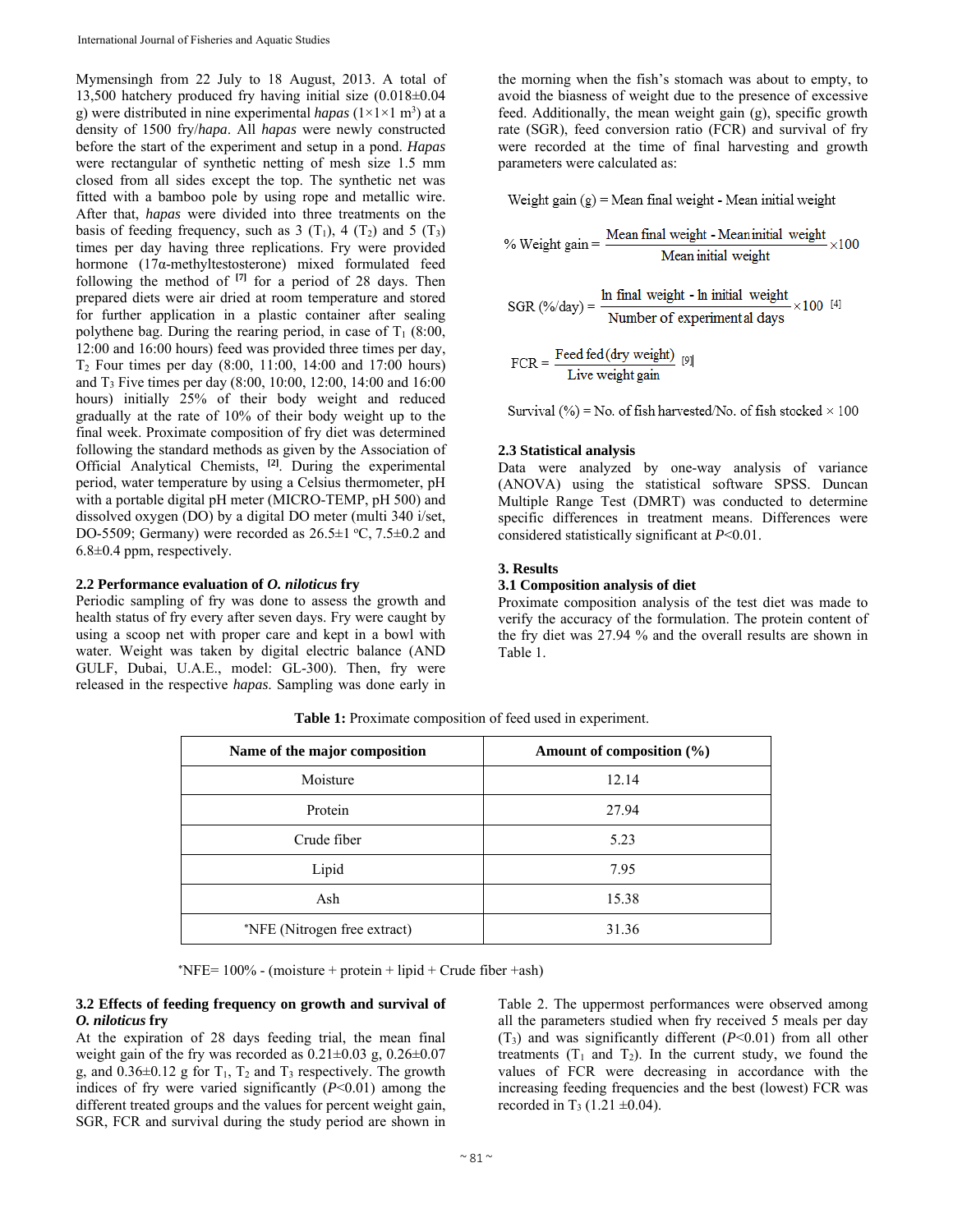Mymensingh from 22 July to 18 August, 2013. A total of 13,500 hatchery produced fry having initial size (0.018±0.04 g) were distributed in nine experimental *hapas* ($1\times1\times1$ m$^3$) at a density of 1500 fry/*hapa*. All *hapas* were newly constructed before the start of the experiment and setup in a pond. *Hapas* were rectangular of synthetic netting of mesh size 1.5 mm closed from all sides except the top. The synthetic net was fitted with a bamboo pole by using rope and metallic wire. After that, *hapas* were divided into three treatments on the basis of feeding frequency, such as 3 ($T_1$), 4 ($T_2$) and 5 ($T_3$) times per day having three replications. Fry were provided hormone (17α-methyltestosterone) mixed formulated feed following the method of [7] for a period of 28 days. Then prepared diets were air dried at room temperature and stored for further application in a plastic container after sealing polythene bag. During the rearing period, in case of $T_1$ (8:00, 12:00 and 16:00 hours) feed was provided three times per day, $T_2$ Four times per day (8:00, 11:00, 14:00 and 17:00 hours) and $T_3$ Five times per day (8:00, 10:00, 12:00, 14:00 and 16:00 hours) initially 25% of their body weight and reduced gradually at the rate of 10% of their body weight up to the final week. Proximate composition of fry diet was determined following the standard methods as given by the Association of Official Analytical Chemists, [2]. During the experimental period, water temperature by using a Celsius thermometer, pH with a portable digital pH meter (MICRO-TEMP, pH 500) and dissolved oxygen (DO) by a digital DO meter (multi 340 i/set, DO-5509; Germany) were recorded as 26.5±1 ºC, 7.5±0.2 and 6.8±0.4 ppm, respectively.

### 2.2 Performance evaluation of *O. niloticus* fry

Periodic sampling of fry was done to assess the growth and health status of fry every after seven days. Fry were caught by using a scoop net with proper care and kept in a bowl with water. Weight was taken by digital electric balance (AND GULF, Dubai, U.A.E., model: GL-300). Then, fry were released in the respective *hapas*. Sampling was done early in the morning when the fish's stomach was about to empty, to avoid the biasness of weight due to the presence of excessive feed. Additionally, the mean weight gain (g), specific growth rate (SGR), feed conversion ratio (FCR) and survival of fry were recorded at the time of final harvesting and growth parameters were calculated as:

$$\text{Weight gain (g)} = \text{Mean final weight} - \text{Mean initial weight}$$

$$\text{\% Weight gain} = \frac{\text{Mean final weight} - \text{Mean initial weight}}{\text{Mean initial weight}} \times 100$$

$$\text{SGR (\%/day)} = \frac{\ln \text{final weight} - \ln \text{initial weight}}{\text{Number of experimental days}} \times 100 \text{ [4]}$$

$$\text{FCR} = \frac{\text{Feed fed (dry weight)}}{\text{Live weight gain}} \text{ [9]}$$

$$\text{Survival (\%)} = \text{No. of fish harvested/No. of fish stocked} \times 100$$

### 2.3 Statistical analysis

Data were analyzed by one-way analysis of variance (ANOVA) using the statistical software SPSS. Duncan Multiple Range Test (DMRT) was conducted to determine specific differences in treatment means. Differences were considered statistically significant at $P<0.01$.

## 3. Results

### 3.1 Composition analysis of diet

Proximate composition analysis of the test diet was made to verify the accuracy of the formulation. The protein content of the fry diet was 27.94 % and the overall results are shown in Table 1.

**Table 1:** Proximate composition of feed used in experiment.

| Name of the major composition | Amount of composition (%) |
| --- | --- |
| Moisture | 12.14 |
| Protein | 27.94 |
| Crude fiber | 5.23 |
| Lipid | 7.95 |
| Ash | 15.38 |
| *NFE (Nitrogen free extract) | 31.36 |

*NFE= 100% - (moisture + protein + lipid + Crude fiber +ash)

### 3.2 Effects of feeding frequency on growth and survival of *O. niloticus* fry

At the expiration of 28 days feeding trial, the mean final weight gain of the fry was recorded as 0.21±0.03 g, 0.26±0.07 g, and 0.36±0.12 g for $T_1$, $T_2$ and $T_3$ respectively. The growth indices of fry were varied significantly ($P<0.01$) among the different treated groups and the values for percent weight gain, SGR, FCR and survival during the study period are shown in Table 2. The uppermost performances were observed among all the parameters studied when fry received 5 meals per day ($T_3$) and was significantly different ($P<0.01$) from all other treatments ($T_1$ and $T_2$). In the current study, we found the values of FCR were decreasing in accordance with the increasing feeding frequencies and the best (lowest) FCR was recorded in $T_3$ (1.21 ±0.04).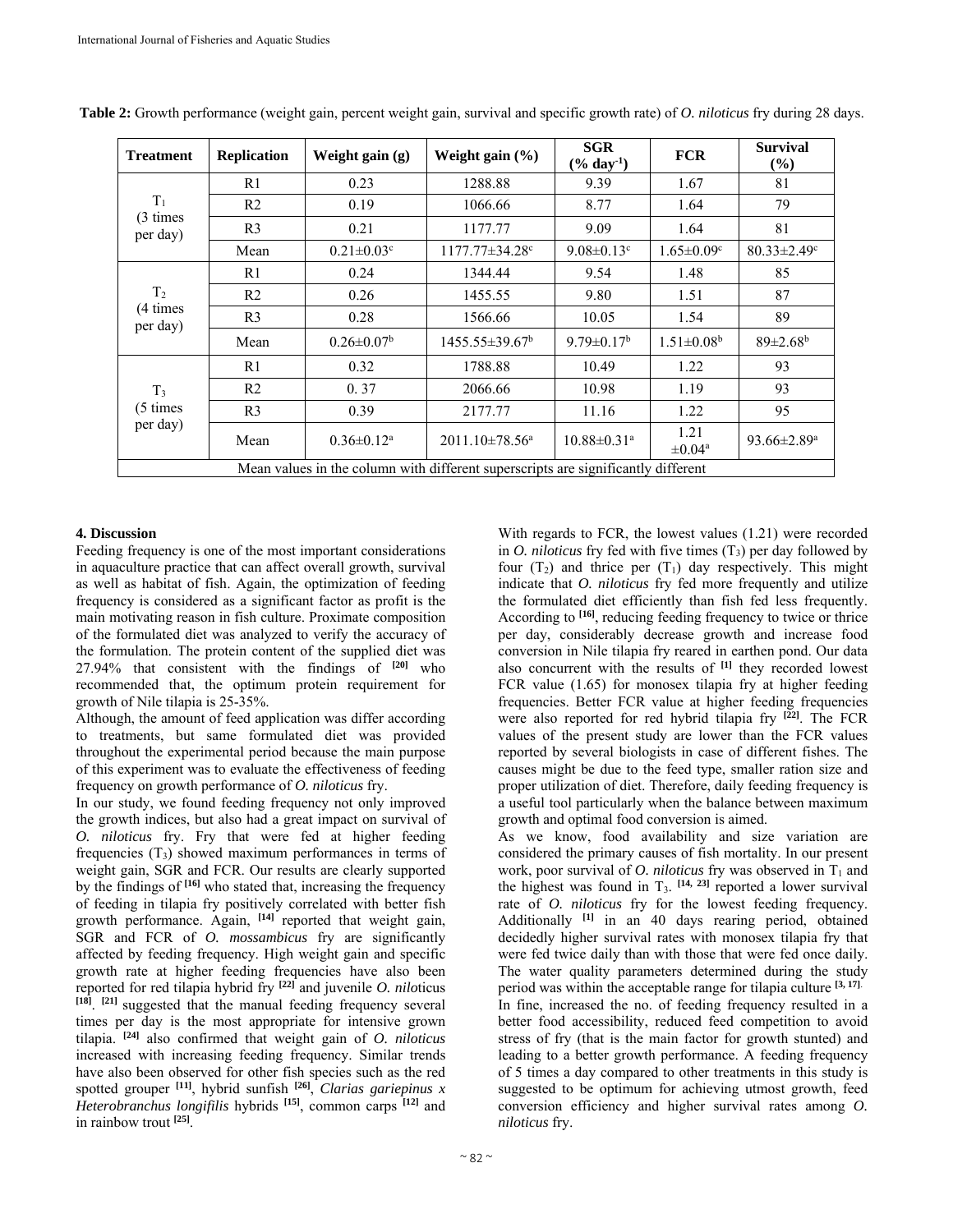**Table 2:** Growth performance (weight gain, percent weight gain, survival and specific growth rate) of *O. niloticus* fry during 28 days.

| Treatment | Replication | Weight gain (g) | Weight gain (%) | SGR (% day$^{-1}$) | FCR | Survival (%) |
|---|---|---|---|---|---|---|
| $T_1$ (3 times per day) | R1 | 0.23 | 1288.88 | 9.39 | 1.67 | 81 |
| | R2 | 0.19 | 1066.66 | 8.77 | 1.64 | 79 |
| | R3 | 0.21 | 1177.77 | 9.09 | 1.64 | 81 |
| | Mean | 0.21±0.03$^c$ | 1177.77±34.28$^c$ | 9.08±0.13$^c$ | 1.65±0.09$^c$ | 80.33±2.49$^c$ |
| $T_2$ (4 times per day) | R1 | 0.24 | 1344.44 | 9.54 | 1.48 | 85 |
| | R2 | 0.26 | 1455.55 | 9.80 | 1.51 | 87 |
| | R3 | 0.28 | 1566.66 | 10.05 | 1.54 | 89 |
| | Mean | 0.26±0.07$^b$ | 1455.55±39.67$^b$ | 9.79±0.17$^b$ | 1.51±0.08$^b$ | 89±2.68$^b$ |
| $T_3$ (5 times per day) | R1 | 0.32 | 1788.88 | 10.49 | 1.22 | 93 |
| | R2 | 0. 37 | 2066.66 | 10.98 | 1.19 | 93 |
| | R3 | 0.39 | 2177.77 | 11.16 | 1.22 | 95 |
| | Mean | 0.36±0.12$^a$ | 2011.10±78.56$^a$ | 10.88±0.31$^a$ | 1.21 ±0.04$^a$ | 93.66±2.89$^a$ |
| Mean values in the column with different superscripts are significantly different | | | | | | |

## 4. Discussion

Feeding frequency is one of the most important considerations in aquaculture practice that can affect overall growth, survival as well as habitat of fish. Again, the optimization of feeding frequency is considered as a significant factor as profit is the main motivating reason in fish culture. Proximate composition of the formulated diet was analyzed to verify the accuracy of the formulation. The protein content of the supplied diet was 27.94% that consistent with the findings of [20] who recommended that, the optimum protein requirement for growth of Nile tilapia is 25-35%.

Although, the amount of feed application was differ according to treatments, but same formulated diet was provided throughout the experimental period because the main purpose of this experiment was to evaluate the effectiveness of feeding frequency on growth performance of *O. niloticus* fry.

In our study, we found feeding frequency not only improved the growth indices, but also had a great impact on survival of *O. niloticus* fry. Fry that were fed at higher feeding frequencies ($T_3$) showed maximum performances in terms of weight gain, SGR and FCR. Our results are clearly supported by the findings of [16] who stated that, increasing the frequency of feeding in tilapia fry positively correlated with better fish growth performance. Again, [14] reported that weight gain, SGR and FCR of *O. mossambicus* fry are significantly affected by feeding frequency. High weight gain and specific growth rate at higher feeding frequencies have also been reported for red tilapia hybrid fry [22] and juvenile *O. nilo*ticus [18]. [21] suggested that the manual feeding frequency several times per day is the most appropriate for intensive grown tilapia. [24] also confirmed that weight gain of *O. niloticus* increased with increasing feeding frequency. Similar trends have also been observed for other fish species such as the red spotted grouper [11], hybrid sunfish [26], *Clarias gariepinus x Heterobranchus longifilis* hybrids [15], common carps [12] and in rainbow trout [25].

With regards to FCR, the lowest values (1.21) were recorded in *O. niloticus* fry fed with five times ($T_3$) per day followed by four ($T_2$) and thrice per ($T_1$) day respectively. This might indicate that *O. niloticus* fry fed more frequently and utilize the formulated diet efficiently than fish fed less frequently. According to [16], reducing feeding frequency to twice or thrice per day, considerably decrease growth and increase food conversion in Nile tilapia fry reared in earthen pond. Our data also concurrent with the results of [1] they recorded lowest FCR value (1.65) for monosex tilapia fry at higher feeding frequencies. Better FCR value at higher feeding frequencies were also reported for red hybrid tilapia fry [22]. The FCR values of the present study are lower than the FCR values reported by several biologists in case of different fishes. The causes might be due to the feed type, smaller ration size and proper utilization of diet. Therefore, daily feeding frequency is a useful tool particularly when the balance between maximum growth and optimal food conversion is aimed.

As we know, food availability and size variation are considered the primary causes of fish mortality. In our present work, poor survival of *O. niloticus* fry was observed in $T_1$ and the highest was found in $T_3$. [14, 23] reported a lower survival rate of *O. niloticus* fry for the lowest feeding frequency. Additionally [1] in an 40 days rearing period, obtained decidedly higher survival rates with monosex tilapia fry that were fed twice daily than with those that were fed once daily. The water quality parameters determined during the study period was within the acceptable range for tilapia culture [3, 17].

In fine, increased the no. of feeding frequency resulted in a better food accessibility, reduced feed competition to avoid stress of fry (that is the main factor for growth stunted) and leading to a better growth performance. A feeding frequency of 5 times a day compared to other treatments in this study is suggested to be optimum for achieving utmost growth, feed conversion efficiency and higher survival rates among *O. niloticus* fry.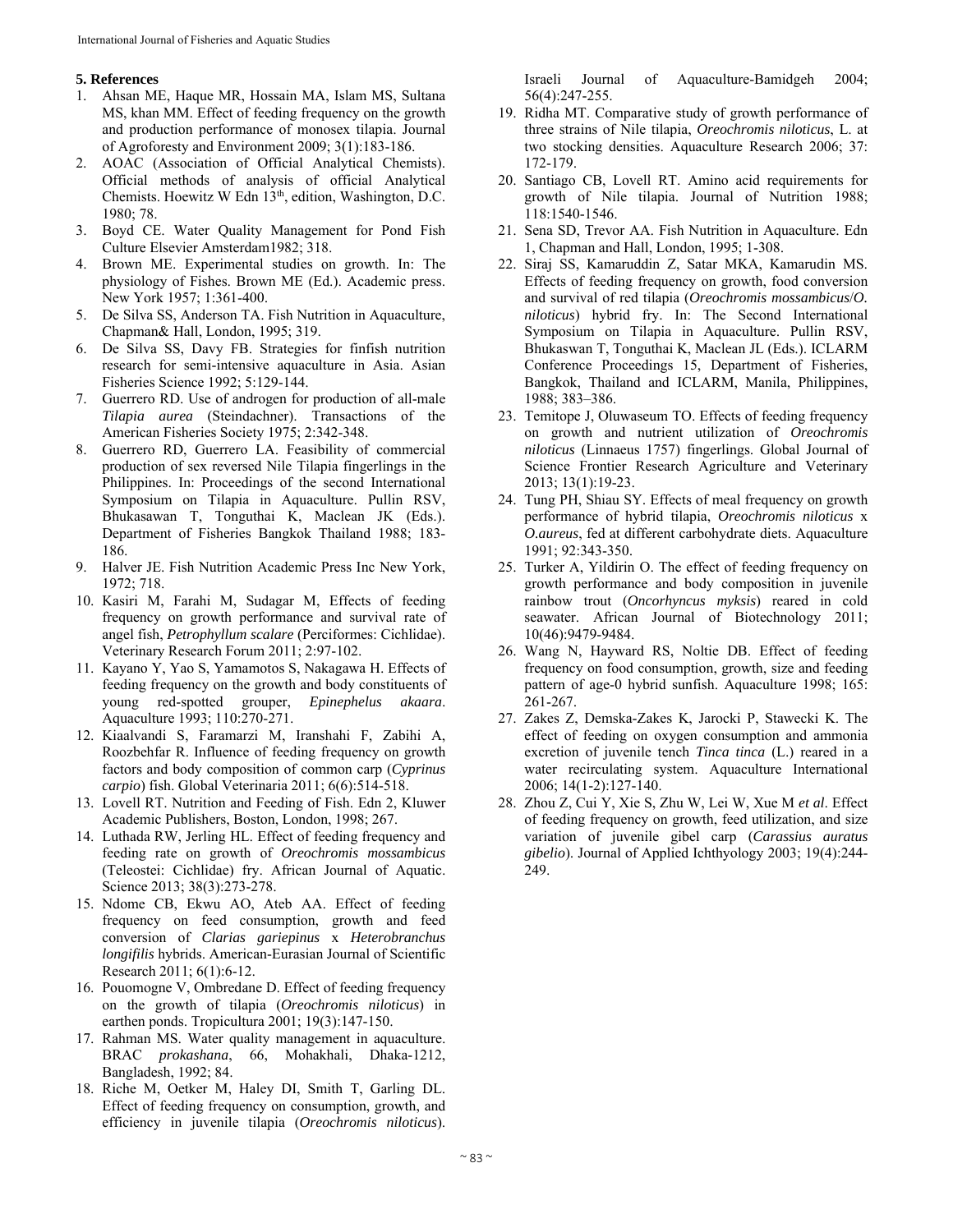## 5. References

1. Ahsan ME, Haque MR, Hossain MA, Islam MS, Sultana MS, khan MM. Effect of feeding frequency on the growth and production performance of monosex tilapia. Journal of Agroforesty and Environment 2009; 3(1):183-186.
2. AOAC (Association of Official Analytical Chemists). Official methods of analysis of official Analytical Chemists. Hoewitz W Edn 13th, edition, Washington, D.C. 1980; 78.
3. Boyd CE. Water Quality Management for Pond Fish Culture Elsevier Amsterdam1982; 318.
4. Brown ME. Experimental studies on growth. In: The physiology of Fishes. Brown ME (Ed.). Academic press. New York 1957; 1:361-400.
5. De Silva SS, Anderson TA. Fish Nutrition in Aquaculture, Chapman& Hall, London, 1995; 319.
6. De Silva SS, Davy FB. Strategies for finfish nutrition research for semi-intensive aquaculture in Asia. Asian Fisheries Science 1992; 5:129-144.
7. Guerrero RD. Use of androgen for production of all-male *Tilapia aurea* (Steindachner). Transactions of the American Fisheries Society 1975; 2:342-348.
8. Guerrero RD, Guerrero LA. Feasibility of commercial production of sex reversed Nile Tilapia fingerlings in the Philippines. In: Proceedings of the second International Symposium on Tilapia in Aquaculture. Pullin RSV, Bhukasawan T, Tonguthai K, Maclean JK (Eds.). Department of Fisheries Bangkok Thailand 1988; 183-186.
9. Halver JE. Fish Nutrition Academic Press Inc New York, 1972; 718.
10. Kasiri M, Farahi M, Sudagar M, Effects of feeding frequency on growth performance and survival rate of angel fish, *Petrophyllum scalare* (Perciformes: Cichlidae). Veterinary Research Forum 2011; 2:97-102.
11. Kayano Y, Yao S, Yamamotos S, Nakagawa H. Effects of feeding frequency on the growth and body constituents of young red-spotted grouper, *Epinephelus akaara*. Aquaculture 1993; 110:270-271.
12. Kiaalvandi S, Faramarzi M, Iranshahi F, Zabihi A, Roozbehfar R. Influence of feeding frequency on growth factors and body composition of common carp (*Cyprinus carpio*) fish. Global Veterinaria 2011; 6(6):514-518.
13. Lovell RT. Nutrition and Feeding of Fish. Edn 2, Kluwer Academic Publishers, Boston, London, 1998; 267.
14. Luthada RW, Jerling HL. Effect of feeding frequency and feeding rate on growth of *Oreochromis mossambicus* (Teleostei: Cichlidae) fry. African Journal of Aquatic. Science 2013; 38(3):273-278.
15. Ndome CB, Ekwu AO, Ateb AA. Effect of feeding frequency on feed consumption, growth and feed conversion of *Clarias gariepinus* x *Heterobranchus longifilis* hybrids. American-Eurasian Journal of Scientific Research 2011; 6(1):6-12.
16. Pouomogne V, Ombredane D. Effect of feeding frequency on the growth of tilapia (*Oreochromis niloticus*) in earthen ponds. Tropicultura 2001; 19(3):147-150.
17. Rahman MS. Water quality management in aquaculture. BRAC *prokashana*, 66, Mohakhali, Dhaka-1212, Bangladesh, 1992; 84.
18. Riche M, Oetker M, Haley DI, Smith T, Garling DL. Effect of feeding frequency on consumption, growth, and efficiency in juvenile tilapia (*Oreochromis niloticus*). Israeli Journal of Aquaculture-Bamidgeh 2004; 56(4):247-255.
19. Ridha MT. Comparative study of growth performance of three strains of Nile tilapia, *Oreochromis niloticus*, L. at two stocking densities. Aquaculture Research 2006; 37: 172-179.
20. Santiago CB, Lovell RT. Amino acid requirements for growth of Nile tilapia. Journal of Nutrition 1988; 118:1540-1546.
21. Sena SD, Trevor AA. Fish Nutrition in Aquaculture. Edn 1, Chapman and Hall, London, 1995; 1-308.
22. Siraj SS, Kamaruddin Z, Satar MKA, Kamarudin MS. Effects of feeding frequency on growth, food conversion and survival of red tilapia (*Oreochromis mossambicus*/*O. niloticus*) hybrid fry. In: The Second International Symposium on Tilapia in Aquaculture. Pullin RSV, Bhukaswan T, Tonguthai K, Maclean JL (Eds.). ICLARM Conference Proceedings 15, Department of Fisheries, Bangkok, Thailand and ICLARM, Manila, Philippines, 1988; 383–386.
23. Temitope J, Oluwaseum TO. Effects of feeding frequency on growth and nutrient utilization of *Oreochromis niloticus* (Linnaeus 1757) fingerlings. Global Journal of Science Frontier Research Agriculture and Veterinary 2013; 13(1):19-23.
24. Tung PH, Shiau SY. Effects of meal frequency on growth performance of hybrid tilapia, *Oreochromis niloticus* x *O.aureus*, fed at different carbohydrate diets. Aquaculture 1991; 92:343-350.
25. Turker A, Yildirin O. The effect of feeding frequency on growth performance and body composition in juvenile rainbow trout (*Oncorhyncus myksis*) reared in cold seawater. African Journal of Biotechnology 2011; 10(46):9479-9484.
26. Wang N, Hayward RS, Noltie DB. Effect of feeding frequency on food consumption, growth, size and feeding pattern of age-0 hybrid sunfish. Aquaculture 1998; 165: 261-267.
27. Zakes Z, Demska-Zakes K, Jarocki P, Stawecki K. The effect of feeding on oxygen consumption and ammonia excretion of juvenile tench *Tinca tinca* (L.) reared in a water recirculating system. Aquaculture International 2006; 14(1-2):127-140.
28. Zhou Z, Cui Y, Xie S, Zhu W, Lei W, Xue M *et al*. Effect of feeding frequency on growth, feed utilization, and size variation of juvenile gibel carp (*Carassius auratus gibelio*). Journal of Applied Ichthyology 2003; 19(4):244-249.